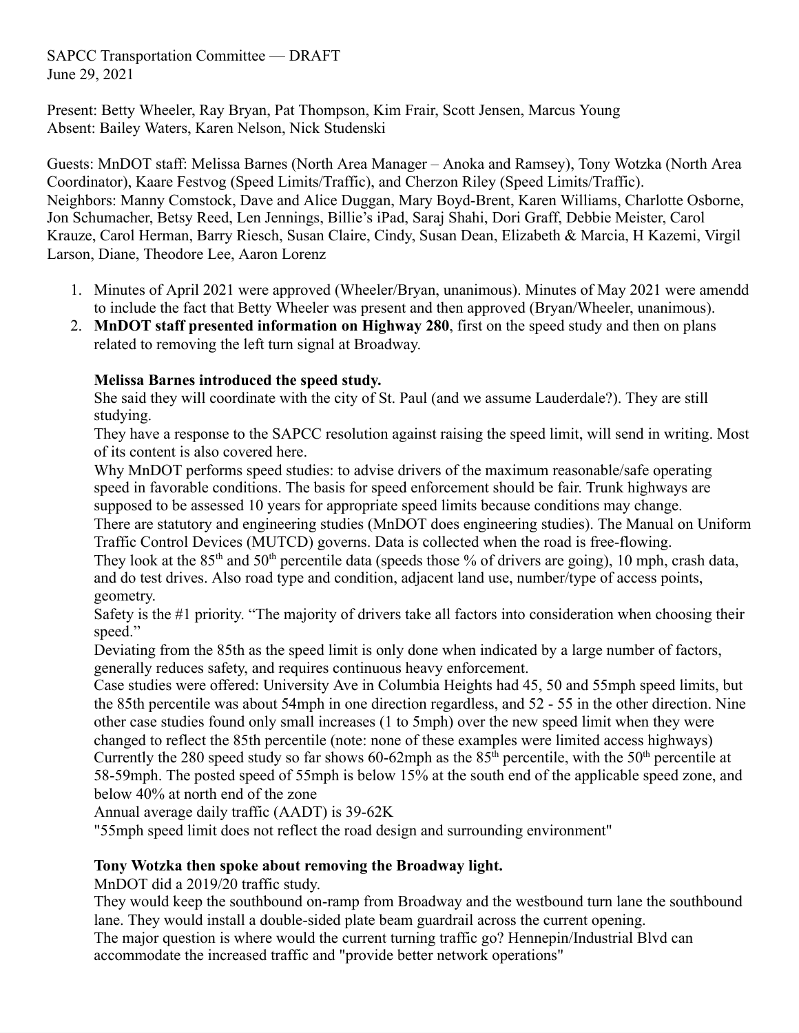SAPCC Transportation Committee — DRAFT
June 29, 2021

Present: Betty Wheeler, Ray Bryan, Pat Thompson, Kim Frair, Scott Jensen, Marcus Young
Absent: Bailey Waters, Karen Nelson, Nick Studenski

Guests: MnDOT staff: Melissa Barnes (North Area Manager – Anoka and Ramsey), Tony Wotzka (North Area Coordinator), Kaare Festvog (Speed Limits/Traffic), and Cherzon Riley (Speed Limits/Traffic).
Neighbors: Manny Comstock, Dave and Alice Duggan, Mary Boyd-Brent, Karen Williams, Charlotte Osborne, Jon Schumacher, Betsy Reed, Len Jennings, Billie's iPad, Saraj Shahi, Dori Graff, Debbie Meister, Carol Krauze, Carol Herman, Barry Riesch, Susan Claire, Cindy, Susan Dean, Elizabeth & Marcia, H Kazemi, Virgil Larson, Diane, Theodore Lee, Aaron Lorenz

1. Minutes of April 2021 were approved (Wheeler/Bryan, unanimous). Minutes of May 2021 were amendd to include the fact that Betty Wheeler was present and then approved (Bryan/Wheeler, unanimous).
2. **MnDOT staff presented information on Highway 280**, first on the speed study and then on plans related to removing the left turn signal at Broadway.

   **Melissa Barnes introduced the speed study.**
   She said they will coordinate with the city of St. Paul (and we assume Lauderdale?). They are still studying.
   They have a response to the SAPCC resolution against raising the speed limit, will send in writing. Most of its content is also covered here.
   Why MnDOT performs speed studies: to advise drivers of the maximum reasonable/safe operating speed in favorable conditions. The basis for speed enforcement should be fair. Trunk highways are supposed to be assessed 10 years for appropriate speed limits because conditions may change.
   There are statutory and engineering studies (MnDOT does engineering studies). The Manual on Uniform Traffic Control Devices (MUTCD) governs. Data is collected when the road is free-flowing.
   They look at the 85th and 50th percentile data (speeds those % of drivers are going), 10 mph, crash data, and do test drives. Also road type and condition, adjacent land use, number/type of access points, geometry.
   Safety is the #1 priority. "The majority of drivers take all factors into consideration when choosing their speed."
   Deviating from the 85th as the speed limit is only done when indicated by a large number of factors, generally reduces safety, and requires continuous heavy enforcement.
   Case studies were offered: University Ave in Columbia Heights had 45, 50 and 55mph speed limits, but the 85th percentile was about 54mph in one direction regardless, and 52 - 55 in the other direction. Nine other case studies found only small increases (1 to 5mph) over the new speed limit when they were changed to reflect the 85th percentile (note: none of these examples were limited access highways)
   Currently the 280 speed study so far shows 60-62mph as the 85th percentile, with the 50th percentile at 58-59mph. The posted speed of 55mph is below 15% at the south end of the applicable speed zone, and below 40% at north end of the zone
   Annual average daily traffic (AADT) is 39-62K
   "55mph speed limit does not reflect the road design and surrounding environment"

   **Tony Wotzka then spoke about removing the Broadway light.**
   MnDOT did a 2019/20 traffic study.
   They would keep the southbound on-ramp from Broadway and the westbound turn lane the southbound lane. They would install a double-sided plate beam guardrail across the current opening.
   The major question is where would the current turning traffic go? Hennepin/Industrial Blvd can accommodate the increased traffic and "provide better network operations"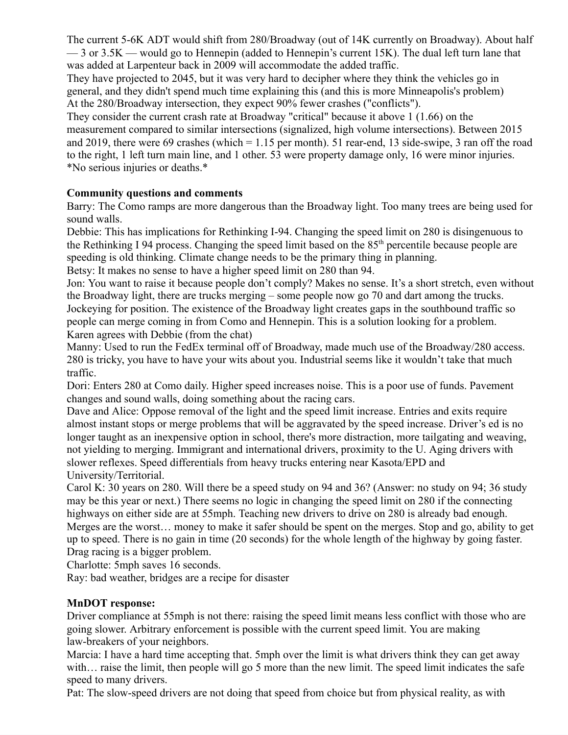The current 5-6K ADT would shift from 280/Broadway (out of 14K currently on Broadway). About half — 3 or 3.5K — would go to Hennepin (added to Hennepin's current 15K). The dual left turn lane that was added at Larpenteur back in 2009 will accommodate the added traffic.
They have projected to 2045, but it was very hard to decipher where they think the vehicles go in general, and they didn't spend much time explaining this (and this is more Minneapolis's problem)
At the 280/Broadway intersection, they expect 90% fewer crashes ("conflicts").
They consider the current crash rate at Broadway "critical" because it above 1 (1.66) on the measurement compared to similar intersections (signalized, high volume intersections). Between 2015 and 2019, there were 69 crashes (which = 1.15 per month). 51 rear-end, 13 side-swipe, 3 ran off the road to the right, 1 left turn main line, and 1 other. 53 were property damage only, 16 were minor injuries. *No serious injuries or deaths.*

**Community questions and comments**

Barry: The Como ramps are more dangerous than the Broadway light. Too many trees are being used for sound walls.
Debbie: This has implications for Rethinking I-94. Changing the speed limit on 280 is disingenuous to the Rethinking I 94 process. Changing the speed limit based on the 85th percentile because people are speeding is old thinking. Climate change needs to be the primary thing in planning.
Betsy: It makes no sense to have a higher speed limit on 280 than 94.
Jon: You want to raise it because people don't comply? Makes no sense. It's a short stretch, even without the Broadway light, there are trucks merging – some people now go 70 and dart among the trucks. Jockeying for position. The existence of the Broadway light creates gaps in the southbound traffic so people can merge coming in from Como and Hennepin. This is a solution looking for a problem.
Karen agrees with Debbie (from the chat)
Manny: Used to run the FedEx terminal off of Broadway, made much use of the Broadway/280 access. 280 is tricky, you have to have your wits about you. Industrial seems like it wouldn't take that much traffic.
Dori: Enters 280 at Como daily. Higher speed increases noise. This is a poor use of funds. Pavement changes and sound walls, doing something about the racing cars.
Dave and Alice: Oppose removal of the light and the speed limit increase. Entries and exits require almost instant stops or merge problems that will be aggravated by the speed increase. Driver's ed is no longer taught as an inexpensive option in school, there's more distraction, more tailgating and weaving, not yielding to merging. Immigrant and international drivers, proximity to the U. Aging drivers with slower reflexes. Speed differentials from heavy trucks entering near Kasota/EPD and University/Territorial.
Carol K: 30 years on 280. Will there be a speed study on 94 and 36? (Answer: no study on 94; 36 study may be this year or next.) There seems no logic in changing the speed limit on 280 if the connecting highways on either side are at 55mph. Teaching new drivers to drive on 280 is already bad enough. Merges are the worst… money to make it safer should be spent on the merges. Stop and go, ability to get up to speed. There is no gain in time (20 seconds) for the whole length of the highway by going faster. Drag racing is a bigger problem.
Charlotte: 5mph saves 16 seconds.
Ray: bad weather, bridges are a recipe for disaster

**MnDOT response:**

Driver compliance at 55mph is not there: raising the speed limit means less conflict with those who are going slower. Arbitrary enforcement is possible with the current speed limit. You are making law-breakers of your neighbors.
Marcia: I have a hard time accepting that. 5mph over the limit is what drivers think they can get away with… raise the limit, then people will go 5 more than the new limit. The speed limit indicates the safe speed to many drivers.
Pat: The slow-speed drivers are not doing that speed from choice but from physical reality, as with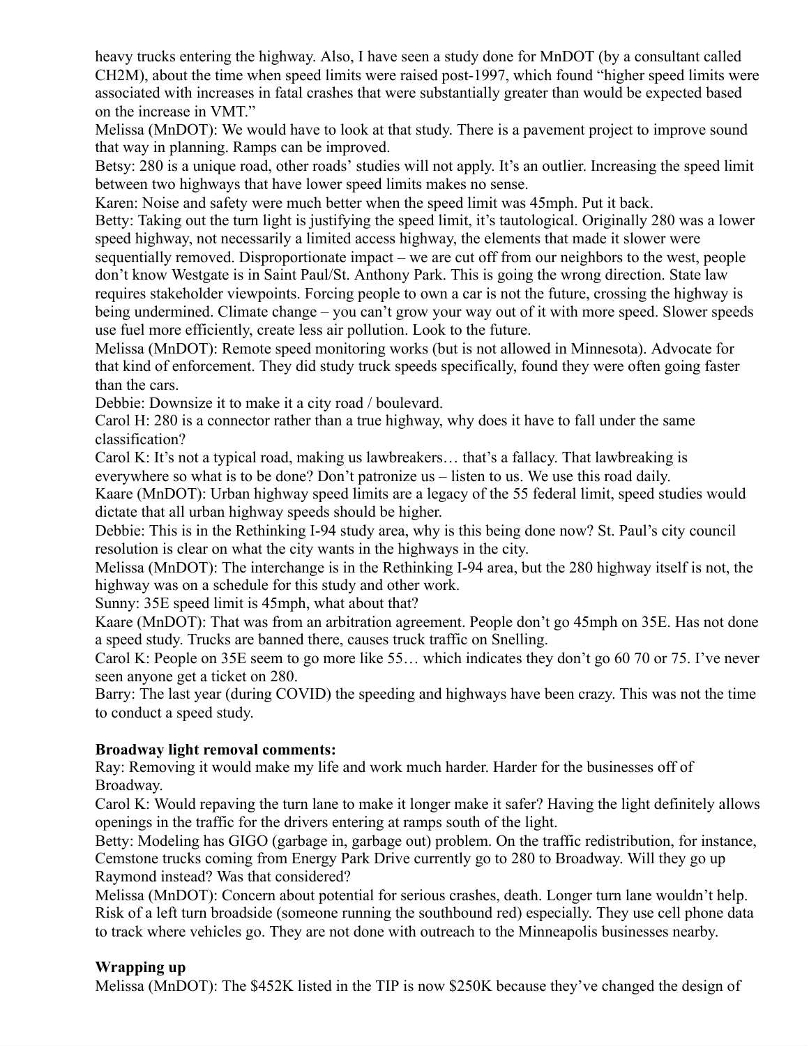heavy trucks entering the highway. Also, I have seen a study done for MnDOT (by a consultant called CH2M), about the time when speed limits were raised post-1997, which found "higher speed limits were associated with increases in fatal crashes that were substantially greater than would be expected based on the increase in VMT."

Melissa (MnDOT): We would have to look at that study. There is a pavement project to improve sound that way in planning. Ramps can be improved.

Betsy: 280 is a unique road, other roads' studies will not apply. It's an outlier. Increasing the speed limit between two highways that have lower speed limits makes no sense.

Karen: Noise and safety were much better when the speed limit was 45mph. Put it back.

Betty: Taking out the turn light is justifying the speed limit, it's tautological. Originally 280 was a lower speed highway, not necessarily a limited access highway, the elements that made it slower were sequentially removed. Disproportionate impact – we are cut off from our neighbors to the west, people don't know Westgate is in Saint Paul/St. Anthony Park. This is going the wrong direction. State law requires stakeholder viewpoints. Forcing people to own a car is not the future, crossing the highway is being undermined. Climate change – you can't grow your way out of it with more speed. Slower speeds use fuel more efficiently, create less air pollution. Look to the future.

Melissa (MnDOT): Remote speed monitoring works (but is not allowed in Minnesota). Advocate for that kind of enforcement. They did study truck speeds specifically, found they were often going faster than the cars.

Debbie: Downsize it to make it a city road / boulevard.

Carol H: 280 is a connector rather than a true highway, why does it have to fall under the same classification?

Carol K: It's not a typical road, making us lawbreakers… that's a fallacy. That lawbreaking is everywhere so what is to be done? Don't patronize us – listen to us. We use this road daily.

Kaare (MnDOT): Urban highway speed limits are a legacy of the 55 federal limit, speed studies would dictate that all urban highway speeds should be higher.

Debbie: This is in the Rethinking I-94 study area, why is this being done now? St. Paul's city council resolution is clear on what the city wants in the highways in the city.

Melissa (MnDOT): The interchange is in the Rethinking I-94 area, but the 280 highway itself is not, the highway was on a schedule for this study and other work.

Sunny: 35E speed limit is 45mph, what about that?

Kaare (MnDOT): That was from an arbitration agreement. People don't go 45mph on 35E. Has not done a speed study. Trucks are banned there, causes truck traffic on Snelling.

Carol K: People on 35E seem to go more like 55… which indicates they don't go 60 70 or 75. I've never seen anyone get a ticket on 280.

Barry: The last year (during COVID) the speeding and highways have been crazy. This was not the time to conduct a speed study.

**Broadway light removal comments:**

Ray: Removing it would make my life and work much harder. Harder for the businesses off of Broadway.

Carol K: Would repaving the turn lane to make it longer make it safer? Having the light definitely allows openings in the traffic for the drivers entering at ramps south of the light.

Betty: Modeling has GIGO (garbage in, garbage out) problem. On the traffic redistribution, for instance, Cemstone trucks coming from Energy Park Drive currently go to 280 to Broadway. Will they go up Raymond instead? Was that considered?

Melissa (MnDOT): Concern about potential for serious crashes, death. Longer turn lane wouldn't help. Risk of a left turn broadside (someone running the southbound red) especially. They use cell phone data to track where vehicles go. They are not done with outreach to the Minneapolis businesses nearby.

**Wrapping up**

Melissa (MnDOT): The $452K listed in the TIP is now $250K because they've changed the design of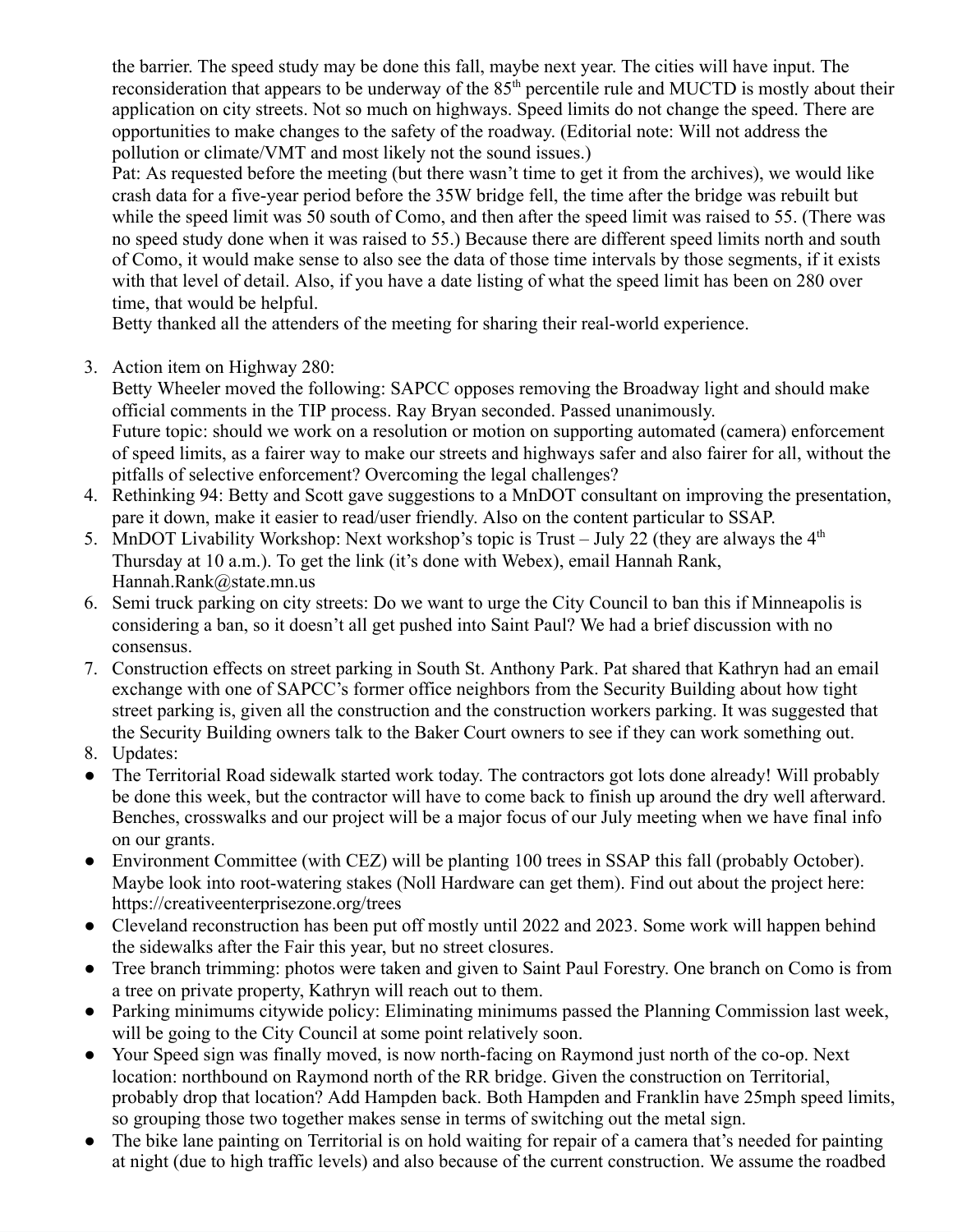the barrier. The speed study may be done this fall, maybe next year. The cities will have input. The reconsideration that appears to be underway of the 85th percentile rule and MUCTD is mostly about their application on city streets. Not so much on highways. Speed limits do not change the speed. There are opportunities to make changes to the safety of the roadway. (Editorial note: Will not address the pollution or climate/VMT and most likely not the sound issues.)

Pat: As requested before the meeting (but there wasn't time to get it from the archives), we would like crash data for a five-year period before the 35W bridge fell, the time after the bridge was rebuilt but while the speed limit was 50 south of Como, and then after the speed limit was raised to 55. (There was no speed study done when it was raised to 55.) Because there are different speed limits north and south of Como, it would make sense to also see the data of those time intervals by those segments, if it exists with that level of detail. Also, if you have a date listing of what the speed limit has been on 280 over time, that would be helpful.

Betty thanked all the attenders of the meeting for sharing their real-world experience.

3. Action item on Highway 280:
   Betty Wheeler moved the following: SAPCC opposes removing the Broadway light and should make official comments in the TIP process. Ray Bryan seconded. Passed unanimously.
   Future topic: should we work on a resolution or motion on supporting automated (camera) enforcement of speed limits, as a fairer way to make our streets and highways safer and also fairer for all, without the pitfalls of selective enforcement? Overcoming the legal challenges?
4. Rethinking 94: Betty and Scott gave suggestions to a MnDOT consultant on improving the presentation, pare it down, make it easier to read/user friendly. Also on the content particular to SSAP.
5. MnDOT Livability Workshop: Next workshop's topic is Trust – July 22 (they are always the 4th Thursday at 10 a.m.). To get the link (it's done with Webex), email Hannah Rank, Hannah.Rank@state.mn.us
6. Semi truck parking on city streets: Do we want to urge the City Council to ban this if Minneapolis is considering a ban, so it doesn't all get pushed into Saint Paul? We had a brief discussion with no consensus.
7. Construction effects on street parking in South St. Anthony Park. Pat shared that Kathryn had an email exchange with one of SAPCC's former office neighbors from the Security Building about how tight street parking is, given all the construction and the construction workers parking. It was suggested that the Security Building owners talk to the Baker Court owners to see if they can work something out.
8. Updates:

- The Territorial Road sidewalk started work today. The contractors got lots done already! Will probably be done this week, but the contractor will have to come back to finish up around the dry well afterward. Benches, crosswalks and our project will be a major focus of our July meeting when we have final info on our grants.
- Environment Committee (with CEZ) will be planting 100 trees in SSAP this fall (probably October). Maybe look into root-watering stakes (Noll Hardware can get them). Find out about the project here: https://creativeenterprisezone.org/trees
- Cleveland reconstruction has been put off mostly until 2022 and 2023. Some work will happen behind the sidewalks after the Fair this year, but no street closures.
- Tree branch trimming: photos were taken and given to Saint Paul Forestry. One branch on Como is from a tree on private property, Kathryn will reach out to them.
- Parking minimums citywide policy: Eliminating minimums passed the Planning Commission last week, will be going to the City Council at some point relatively soon.
- Your Speed sign was finally moved, is now north-facing on Raymond just north of the co-op. Next location: northbound on Raymond north of the RR bridge. Given the construction on Territorial, probably drop that location? Add Hampden back. Both Hampden and Franklin have 25mph speed limits, so grouping those two together makes sense in terms of switching out the metal sign.
- The bike lane painting on Territorial is on hold waiting for repair of a camera that's needed for painting at night (due to high traffic levels) and also because of the current construction. We assume the roadbed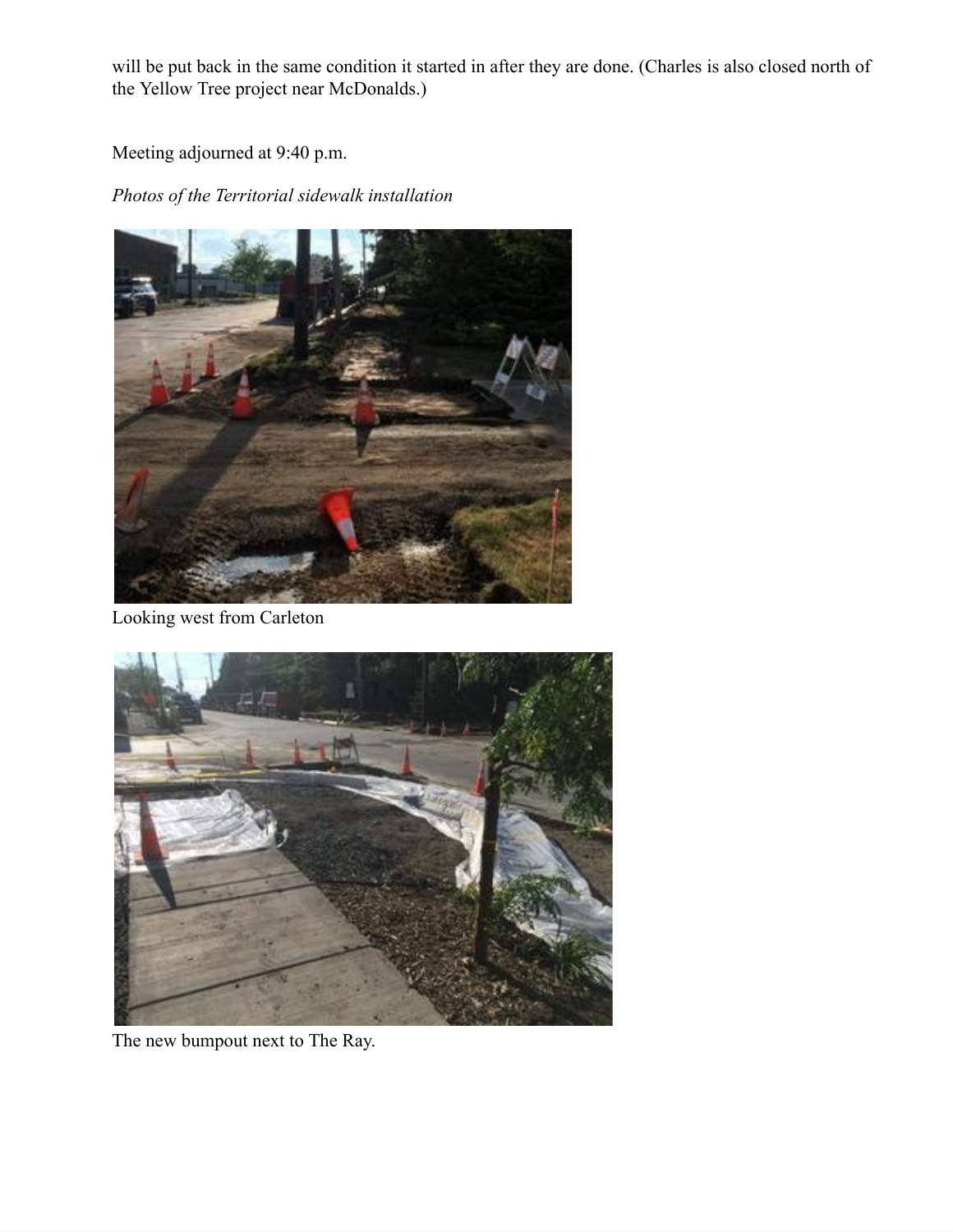will be put back in the same condition it started in after they are done. (Charles is also closed north of the Yellow Tree project near McDonalds.)

Meeting adjourned at 9:40 p.m.

*Photos of the Territorial sidewalk installation*

Looking west from Carleton

The new bumpout next to The Ray.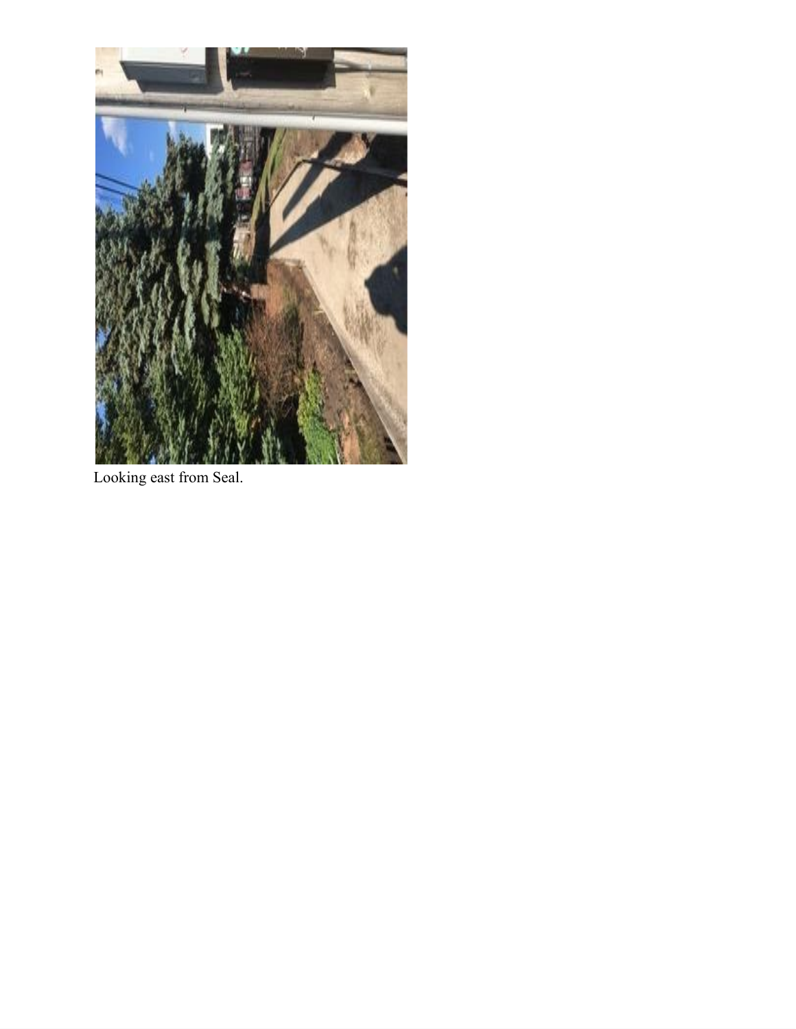Looking east from Seal.